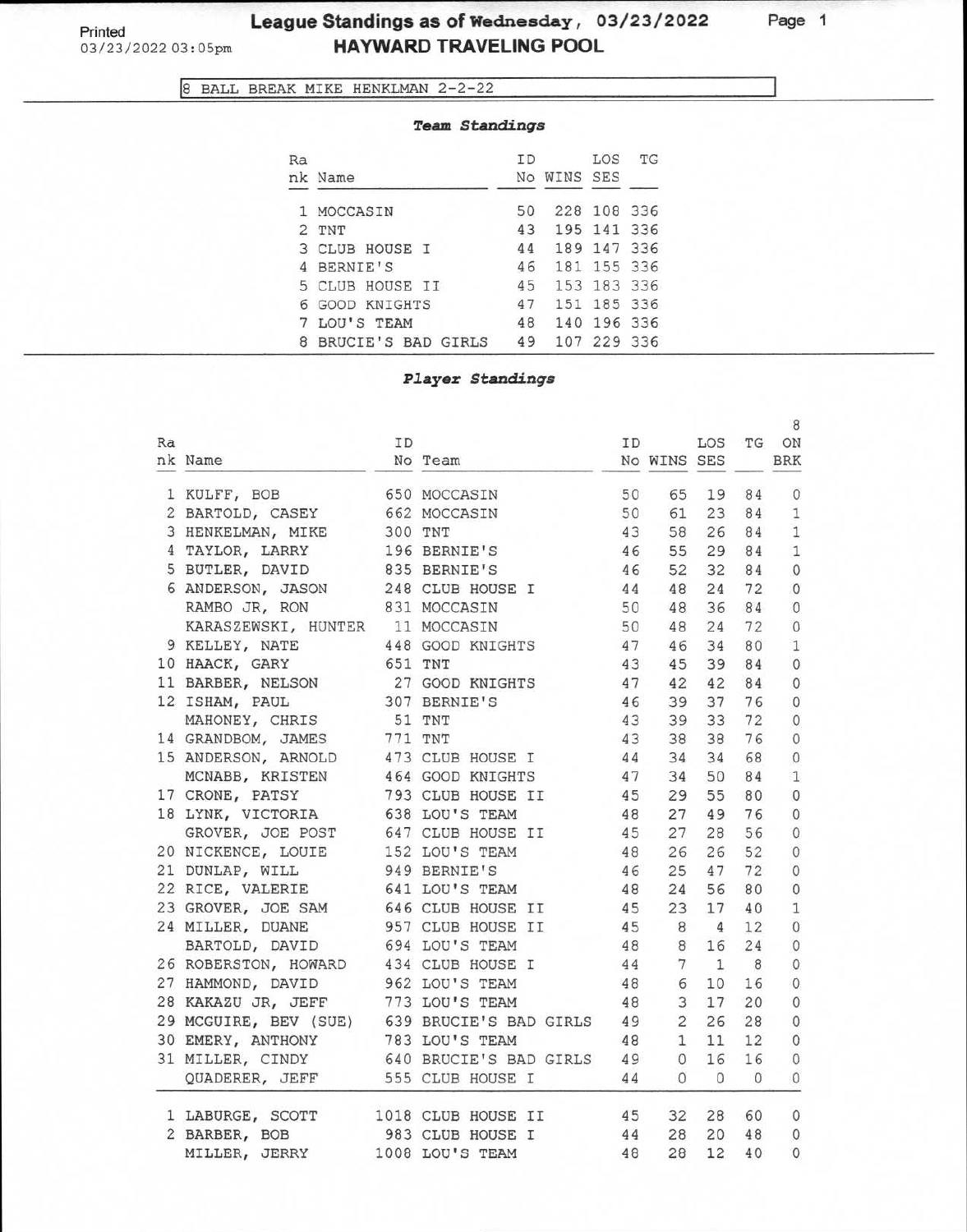Printed
03/23/2022 03:05pm

# League Standings as of Wednesday, 03/23/2022

## HAYWARD TRAVELING POOL

8 BALL BREAK MIKE HENKLMAN 2-2-22

### Team Standings

| Rank | Name | ID No | WINS | LOSSES | TG |
|---|---|---|---|---|---|
| 1 | MOCCASIN | 50 | 228 | 108 | 336 |
| 2 | TNT | 43 | 195 | 141 | 336 |
| 3 | CLUB HOUSE I | 44 | 189 | 147 | 336 |
| 4 | BERNIE'S | 46 | 181 | 155 | 336 |
| 5 | CLUB HOUSE II | 45 | 153 | 183 | 336 |
| 6 | GOOD KNIGHTS | 47 | 151 | 185 | 336 |
| 7 | LOU'S TEAM | 48 | 140 | 196 | 336 |
| 8 | BRUCIE'S BAD GIRLS | 49 | 107 | 229 | 336 |

### Player Standings

| Rank | Name | ID No | Team | ID No | WINS | LOSSES | TG | 8 ON BRK |
|---|---|---|---|---|---|---|---|---|
| 1 | KULFF, BOB | 650 | MOCCASIN | 50 | 65 | 19 | 84 | 0 |
| 2 | BARTOLD, CASEY | 662 | MOCCASIN | 50 | 61 | 23 | 84 | 1 |
| 3 | HENKELMAN, MIKE | 300 | TNT | 43 | 58 | 26 | 84 | 1 |
| 4 | TAYLOR, LARRY | 196 | BERNIE'S | 46 | 55 | 29 | 84 | 1 |
| 5 | BUTLER, DAVID | 835 | BERNIE'S | 46 | 52 | 32 | 84 | 0 |
| 6 | ANDERSON, JASON | 248 | CLUB HOUSE I | 44 | 48 | 24 | 72 | 0 |
| | RAMBO JR, RON | 831 | MOCCASIN | 50 | 48 | 36 | 84 | 0 |
| | KARASZEWSKI, HUNTER | 11 | MOCCASIN | 50 | 48 | 24 | 72 | 0 |
| 9 | KELLEY, NATE | 448 | GOOD KNIGHTS | 47 | 46 | 34 | 80 | 1 |
| 10 | HAACK, GARY | 651 | TNT | 43 | 45 | 39 | 84 | 0 |
| 11 | BARBER, NELSON | 27 | GOOD KNIGHTS | 47 | 42 | 42 | 84 | 0 |
| 12 | ISHAM, PAUL | 307 | BERNIE'S | 46 | 39 | 37 | 76 | 0 |
| | MAHONEY, CHRIS | 51 | TNT | 43 | 39 | 33 | 72 | 0 |
| 14 | GRANDBOM, JAMES | 771 | TNT | 43 | 38 | 38 | 76 | 0 |
| 15 | ANDERSON, ARNOLD | 473 | CLUB HOUSE I | 44 | 34 | 34 | 68 | 0 |
| | MCNABB, KRISTEN | 464 | GOOD KNIGHTS | 47 | 34 | 50 | 84 | 1 |
| 17 | CRONE, PATSY | 793 | CLUB HOUSE II | 45 | 29 | 55 | 80 | 0 |
| 18 | LYNK, VICTORIA | 638 | LOU'S TEAM | 48 | 27 | 49 | 76 | 0 |
| | GROVER, JOE POST | 647 | CLUB HOUSE II | 45 | 27 | 28 | 56 | 0 |
| 20 | NICKENCE, LOUIE | 152 | LOU'S TEAM | 48 | 26 | 26 | 52 | 0 |
| 21 | DUNLAP, WILL | 949 | BERNIE'S | 46 | 25 | 47 | 72 | 0 |
| 22 | RICE, VALERIE | 641 | LOU'S TEAM | 48 | 24 | 56 | 80 | 0 |
| 23 | GROVER, JOE SAM | 646 | CLUB HOUSE II | 45 | 23 | 17 | 40 | 1 |
| 24 | MILLER, DUANE | 957 | CLUB HOUSE II | 45 | 8 | 4 | 12 | 0 |
| | BARTOLD, DAVID | 694 | LOU'S TEAM | 48 | 8 | 16 | 24 | 0 |
| 26 | ROBERSTON, HOWARD | 434 | CLUB HOUSE I | 44 | 7 | 1 | 8 | 0 |
| 27 | HAMMOND, DAVID | 962 | LOU'S TEAM | 48 | 6 | 10 | 16 | 0 |
| 28 | KAKAZU JR, JEFF | 773 | LOU'S TEAM | 48 | 3 | 17 | 20 | 0 |
| 29 | MCGUIRE, BEV (SUE) | 639 | BRUCIE'S BAD GIRLS | 49 | 2 | 26 | 28 | 0 |
| 30 | EMERY, ANTHONY | 783 | LOU'S TEAM | 48 | 1 | 11 | 12 | 0 |
| 31 | MILLER, CINDY | 640 | BRUCIE'S BAD GIRLS | 49 | 0 | 16 | 16 | 0 |
| | QUADERER, JEFF | 555 | CLUB HOUSE I | 44 | 0 | 0 | 0 | 0 |
| 1 | LABURGE, SCOTT | 1018 | CLUB HOUSE II | 45 | 32 | 28 | 60 | 0 |
| 2 | BARBER, BOB | 983 | CLUB HOUSE I | 44 | 28 | 20 | 48 | 0 |
| | MILLER, JERRY | 1008 | LOU'S TEAM | 48 | 28 | 12 | 40 | 0 |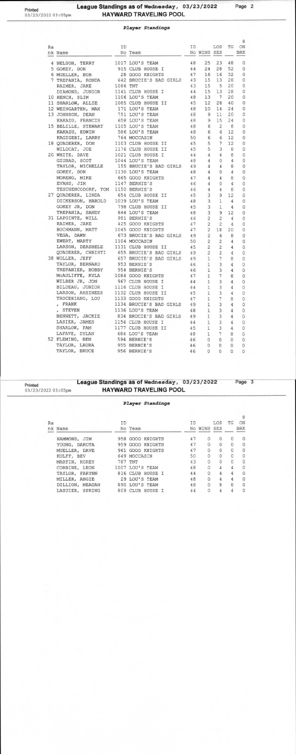## League Standings as of Wednesday, 03/23/2022

## HAYWARD TRAVELING POOL

### Player Standings

| Rank | Name | ID No | Team | ID No | WINS | LOSSES | TG | 8 ON BRK |
|---|---|---|---|---|---|---|---|---|
| 4 | NELSON, TERRY | 1017 | LOU'S TEAM | 48 | 25 | 23 | 48 | 0 |
| 5 | GOKEY, DON | 915 | CLUB HOUSE I | 44 | 24 | 28 | 52 | 0 |
| 6 | MUELLER, BOB | 28 | GOOD KNIGHTS | 47 | 16 | 16 | 32 | 0 |
| 7 | TREPANIA, RONDA | 642 | BRUCIE'S BAD GIRLS | 49 | 15 | 13 | 28 | 0 |
| | RAIMER, JAKE | 1086 | TNT | 43 | 15 | 5 | 20 | 0 |
| | DIAMOND, JUNIOR | 1141 | CLUB HOUSE I | 44 | 15 | 13 | 28 | 0 |
| 10 | HENCH, SLIM | 1106 | LOU'S TEAM | 48 | 13 | 7 | 20 | 0 |
| 11 | SHARLOW, ALLIE | 1085 | CLUB HOUSE II | 45 | 12 | 28 | 40 | 0 |
| 12 | WEINGARTEN, MAX | 171 | LOU'S TEAM | 48 | 10 | 14 | 24 | 0 |
| 13 | JOHNSON, DEAN | 751 | LOU'S TEAM | 48 | 9 | 11 | 20 | 0 |
| | KAKAZU, FRANCIS | 658 | LOU'S TEAM | 48 | 9 | 15 | 24 | 0 |
| 15 | BELILLE, STEWART | 1105 | LOU'S TEAM | 48 | 6 | 2 | 8 | 0 |
| | KAKAZU, EDWIN | 586 | LOU'S TEAM | 48 | 6 | 6 | 12 | 0 |
| | KAGIGEBI, LARRY | 764 | MOCCASIN | 50 | 6 | 6 | 12 | 0 |
| 18 | QUADERER, DON | 1103 | CLUB HOUSE II | 45 | 5 | 7 | 12 | 0 |
| | WILDCAT, JOE | 1176 | CLUB HOUSE II | 45 | 5 | 3 | 8 | 0 |
| 20 | WHITE, DAVE | 1021 | CLUB HOUSE I | 44 | 4 | 4 | 8 | 0 |
| | GIUBAD, SCOT | 1044 | LOU'S TEAM | 48 | 4 | 0 | 4 | 0 |
| | TAYLOR, MICHELLE | 155 | BRUCIE'S BAD GIRLS | 49 | 4 | 4 | 8 | 0 |
| | GOKEY, DON | 1130 | LOU'S TEAM | 48 | 4 | 0 | 4 | 0 |
| | MORENO, MIKE | 665 | GOOD KNIGHTS | 47 | 4 | 4 | 8 | 0 |
| | EVANS, JIM | 1147 | BERNIE'S | 46 | 4 | 0 | 4 | 0 |
| | TESCHENDORF, TOM | 1150 | BERNIE'S | 46 | 4 | 4 | 8 | 0 |
| 27 | QUADERER, LINDA | 654 | CLUB HOUSE II | 45 | 3 | 9 | 12 | 0 |
| | DICKERSON, HAROLD | 1039 | LOU'S TEAM | 48 | 3 | 1 | 4 | 0 |
| | GOKEY JR, DON | 798 | CLUB HOUSE II | 45 | 3 | 1 | 4 | 0 |
| | TREPANIA, SANDY | 644 | LOU'S TEAM | 48 | 3 | 9 | 12 | 0 |
| 31 | LAPOINTE, WILL | 951 | BERNIE'S | 46 | 2 | 2 | 4 | 0 |
| | RAIMER, JAKE | 425 | GOOD KNIGHTS | 47 | 2 | 2 | 4 | 0 |
| | BUCHMANN, MATT | 1045 | GOOD KNIGHTS | 47 | 2 | 18 | 20 | 0 |
| | VEGA, DAWN | 673 | BRUCIE'S BAD GIRLS | 49 | 2 | 6 | 8 | 0 |
| | EWERT, MARTY | 1104 | MOCCASIN | 50 | 2 | 2 | 4 | 0 |
| | LARSON, DEASHELE | 1131 | CLUB HOUSE II | 45 | 2 | 2 | 4 | 0 |
| | QUADERER, CHRISTI | 655 | BRUCIE'S BAD GIRLS | 49 | 2 | 2 | 4 | 0 |
| 38 | WOLLER, JEFF | 657 | BRUCIE'S BAD GIRLS | 49 | 1 | 7 | 8 | 0 |
| | TAYLOR, BERNARD | 953 | BERNIE'S | 46 | 1 | 3 | 4 | 0 |
| | TREPANIER, BOBBY | 954 | BERNIE'S | 46 | 1 | 3 | 4 | 0 |
| | McAULIFFE, KYLA | 1084 | GOOD KNIGHTS | 47 | 1 | 7 | 8 | 0 |
| | WILBER JR, JON | 967 | CLUB HOUSE I | 44 | 1 | 3 | 4 | 0 |
| | BILDEAU, JUNIOR | 1116 | CLUB HOUSE I | 44 | 1 | 3 | 4 | 0 |
| | LARSON, AHSINEES | 1132 | CLUB HOUSE II | 45 | 1 | 3 | 4 | 0 |
| | TROCHIANO, LOU | 1133 | GOOD KNIGHTS | 47 | 1 | 7 | 8 | 0 |
| | , FRANK | 1134 | BRUCIE'S BAD GIRLS | 49 | 1 | 3 | 4 | 0 |
| | , STEVEN | 1136 | LOU'S TEAM | 48 | 1 | 3 | 4 | 0 |
| | BENNETT, JACKIE | 834 | BRUCIE'S BAD GIRLS | 49 | 1 | 3 | 4 | 0 |
| | LASIER, JAMES | 1154 | CLUB HOUSE I | 44 | 1 | 3 | 4 | 0 |
| | SHARLOW, PAM | 1177 | CLUB HOUSE II | 45 | 1 | 3 | 4 | 0 |
| | LAFAVE, DYLAN | 684 | LOU'S TEAM | 48 | 1 | 7 | 8 | 0 |
| 52 | FLEMING, BEN | 594 | BERNIE'S | 46 | 0 | 0 | 0 | 0 |
| | TAYLOR, LAURA | 955 | BERNIE'S | 46 | 0 | 0 | 0 | 0 |
| | TAYLOR, BRUCE | 956 | BERNIE'S | 46 | 0 | 0 | 0 | 0 |
| | HAMMOND, JIM | 958 | GOOD KNIGHTS | 47 | 0 | 0 | 0 | 0 |
| | YOUNG, DAKOTA | 959 | GOOD KNIGHTS | 47 | 0 | 0 | 0 | 0 |
| | MUELLER, DAVE | 961 | GOOD KNIGHTS | 47 | 0 | 0 | 0 | 0 |
| | KULFF, BEV | 649 | MOCCASIN | 50 | 0 | 0 | 0 | 0 |
| | MARTIN, KOREY | 787 | TNT | 43 | 0 | 0 | 0 | 0 |
| | CORBINE, LEON | 1007 | LOU'S TEAM | 48 | 0 | 4 | 4 | 0 |
| | TAYLOR, FARYNN | 816 | CLUB HOUSE I | 44 | 0 | 4 | 4 | 0 |
| | MILLER, ANGIE | 29 | LOU'S TEAM | 48 | 0 | 4 | 4 | 0 |
| | DILLION, MEAGAN | 890 | LOU'S TEAM | 48 | 0 | 8 | 8 | 0 |
| | LASUIER, SPRING | 809 | CLUB HOUSE I | 44 | 0 | 4 | 4 | 0 |